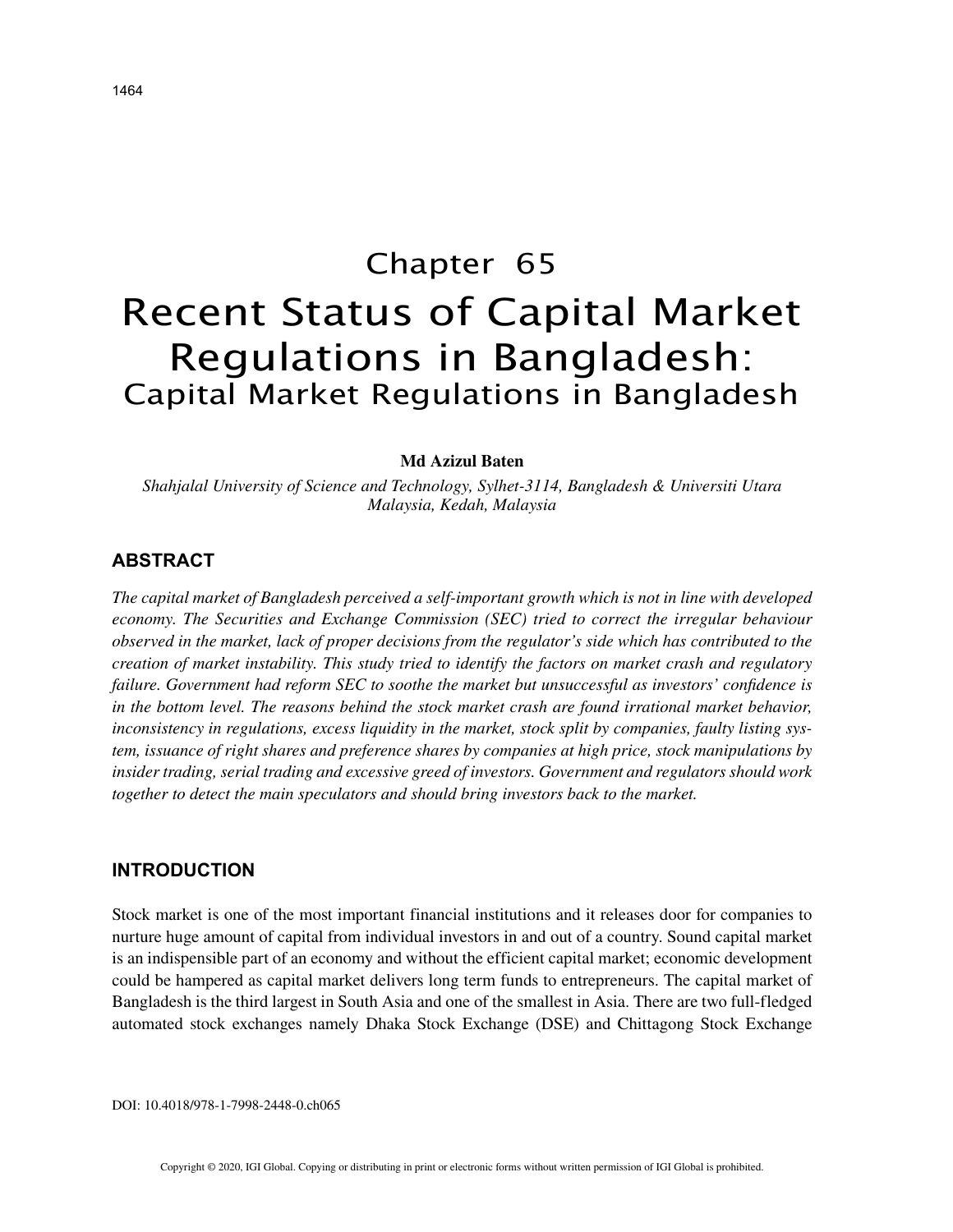# Chapter 65

# Recent Status of Capital Market Regulations in Bangladesh:
## Capital Market Regulations in Bangladesh

**Md Azizul Baten**

*Shahjalal University of Science and Technology, Sylhet-3114, Bangladesh & Universiti Utara Malaysia, Kedah, Malaysia*

## ABSTRACT

*The capital market of Bangladesh perceived a self-important growth which is not in line with developed economy. The Securities and Exchange Commission (SEC) tried to correct the irregular behaviour observed in the market, lack of proper decisions from the regulator's side which has contributed to the creation of market instability. This study tried to identify the factors on market crash and regulatory failure. Government had reform SEC to soothe the market but unsuccessful as investors' confidence is in the bottom level. The reasons behind the stock market crash are found irrational market behavior, inconsistency in regulations, excess liquidity in the market, stock split by companies, faulty listing system, issuance of right shares and preference shares by companies at high price, stock manipulations by insider trading, serial trading and excessive greed of investors. Government and regulators should work together to detect the main speculators and should bring investors back to the market.*

## INTRODUCTION

Stock market is one of the most important financial institutions and it releases door for companies to nurture huge amount of capital from individual investors in and out of a country. Sound capital market is an indispensible part of an economy and without the efficient capital market; economic development could be hampered as capital market delivers long term funds to entrepreneurs. The capital market of Bangladesh is the third largest in South Asia and one of the smallest in Asia. There are two full-fledged automated stock exchanges namely Dhaka Stock Exchange (DSE) and Chittagong Stock Exchange

DOI: 10.4018/978-1-7998-2448-0.ch065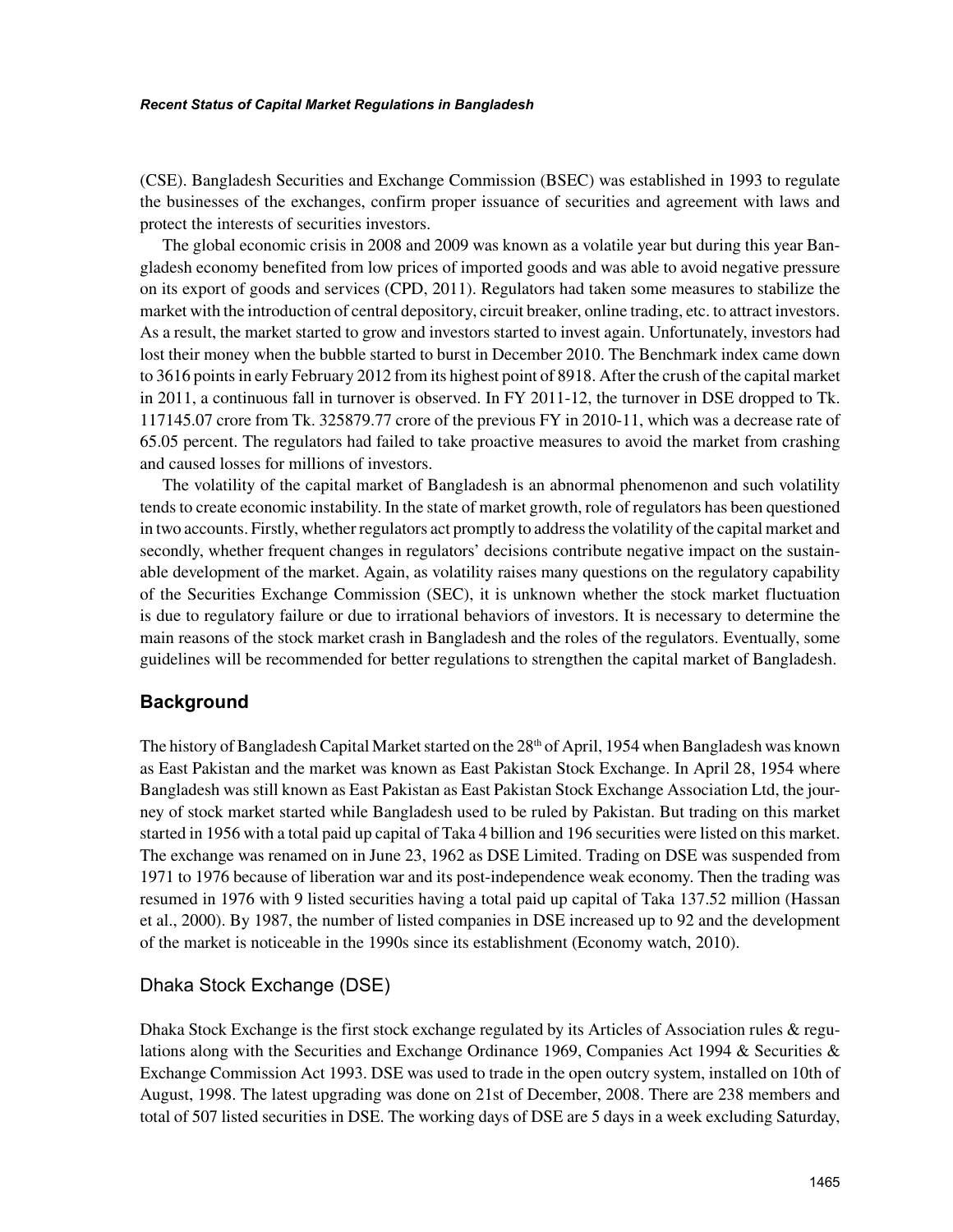(CSE). Bangladesh Securities and Exchange Commission (BSEC) was established in 1993 to regulate the businesses of the exchanges, confirm proper issuance of securities and agreement with laws and protect the interests of securities investors.

The global economic crisis in 2008 and 2009 was known as a volatile year but during this year Bangladesh economy benefited from low prices of imported goods and was able to avoid negative pressure on its export of goods and services (CPD, 2011). Regulators had taken some measures to stabilize the market with the introduction of central depository, circuit breaker, online trading, etc. to attract investors. As a result, the market started to grow and investors started to invest again. Unfortunately, investors had lost their money when the bubble started to burst in December 2010. The Benchmark index came down to 3616 points in early February 2012 from its highest point of 8918. After the crush of the capital market in 2011, a continuous fall in turnover is observed. In FY 2011-12, the turnover in DSE dropped to Tk. 117145.07 crore from Tk. 325879.77 crore of the previous FY in 2010-11, which was a decrease rate of 65.05 percent. The regulators had failed to take proactive measures to avoid the market from crashing and caused losses for millions of investors.

The volatility of the capital market of Bangladesh is an abnormal phenomenon and such volatility tends to create economic instability. In the state of market growth, role of regulators has been questioned in two accounts. Firstly, whether regulators act promptly to address the volatility of the capital market and secondly, whether frequent changes in regulators' decisions contribute negative impact on the sustainable development of the market. Again, as volatility raises many questions on the regulatory capability of the Securities Exchange Commission (SEC), it is unknown whether the stock market fluctuation is due to regulatory failure or due to irrational behaviors of investors. It is necessary to determine the main reasons of the stock market crash in Bangladesh and the roles of the regulators. Eventually, some guidelines will be recommended for better regulations to strengthen the capital market of Bangladesh.

## Background

The history of Bangladesh Capital Market started on the 28th of April, 1954 when Bangladesh was known as East Pakistan and the market was known as East Pakistan Stock Exchange. In April 28, 1954 where Bangladesh was still known as East Pakistan as East Pakistan Stock Exchange Association Ltd, the journey of stock market started while Bangladesh used to be ruled by Pakistan. But trading on this market started in 1956 with a total paid up capital of Taka 4 billion and 196 securities were listed on this market. The exchange was renamed on in June 23, 1962 as DSE Limited. Trading on DSE was suspended from 1971 to 1976 because of liberation war and its post-independence weak economy. Then the trading was resumed in 1976 with 9 listed securities having a total paid up capital of Taka 137.52 million (Hassan et al., 2000). By 1987, the number of listed companies in DSE increased up to 92 and the development of the market is noticeable in the 1990s since its establishment (Economy watch, 2010).

### Dhaka Stock Exchange (DSE)

Dhaka Stock Exchange is the first stock exchange regulated by its Articles of Association rules & regulations along with the Securities and Exchange Ordinance 1969, Companies Act 1994 & Securities & Exchange Commission Act 1993. DSE was used to trade in the open outcry system, installed on 10th of August, 1998. The latest upgrading was done on 21st of December, 2008. There are 238 members and total of 507 listed securities in DSE. The working days of DSE are 5 days in a week excluding Saturday,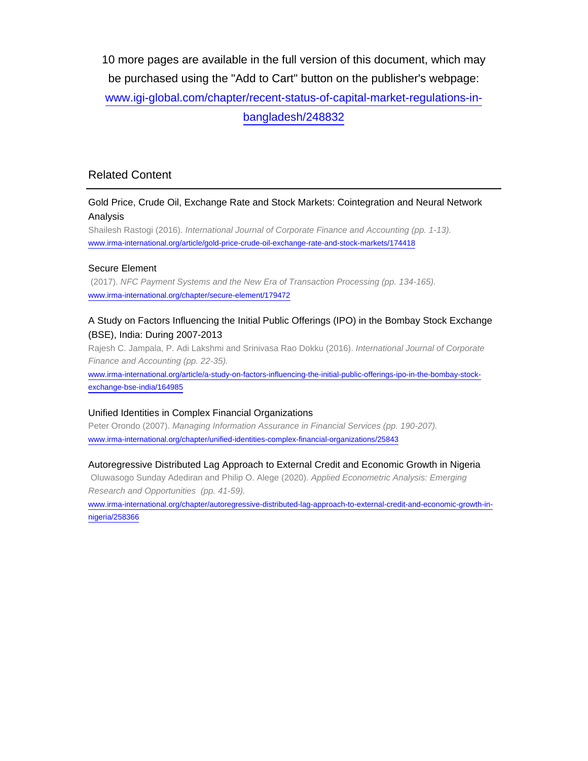10 more pages are available in the full version of this document, which may be purchased using the "Add to Cart" button on the publisher's webpage: www.igi-global.com/chapter/recent-status-of-capital-market-regulations-in-bangladesh/248832

## Related Content

### Gold Price, Crude Oil, Exchange Rate and Stock Markets: Cointegration and Neural Network Analysis

Shailesh Rastogi (2016). *International Journal of Corporate Finance and Accounting (pp. 1-13).*

www.irma-international.org/article/gold-price-crude-oil-exchange-rate-and-stock-markets/174418

### Secure Element

(2017). *NFC Payment Systems and the New Era of Transaction Processing (pp. 134-165).*

www.irma-international.org/chapter/secure-element/179472

### A Study on Factors Influencing the Initial Public Offerings (IPO) in the Bombay Stock Exchange (BSE), India: During 2007-2013

Rajesh C. Jampala, P. Adi Lakshmi and Srinivasa Rao Dokku (2016). *International Journal of Corporate Finance and Accounting (pp. 22-35).*

www.irma-international.org/article/a-study-on-factors-influencing-the-initial-public-offerings-ipo-in-the-bombay-stock-exchange-bse-india/164985

### Unified Identities in Complex Financial Organizations

Peter Orondo (2007). *Managing Information Assurance in Financial Services (pp. 190-207).*

www.irma-international.org/chapter/unified-identities-complex-financial-organizations/25843

### Autoregressive Distributed Lag Approach to External Credit and Economic Growth in Nigeria

Oluwasogo Sunday Adediran and Philip O. Alege (2020). *Applied Econometric Analysis: Emerging Research and Opportunities (pp. 41-59).*

www.irma-international.org/chapter/autoregressive-distributed-lag-approach-to-external-credit-and-economic-growth-in-nigeria/258366